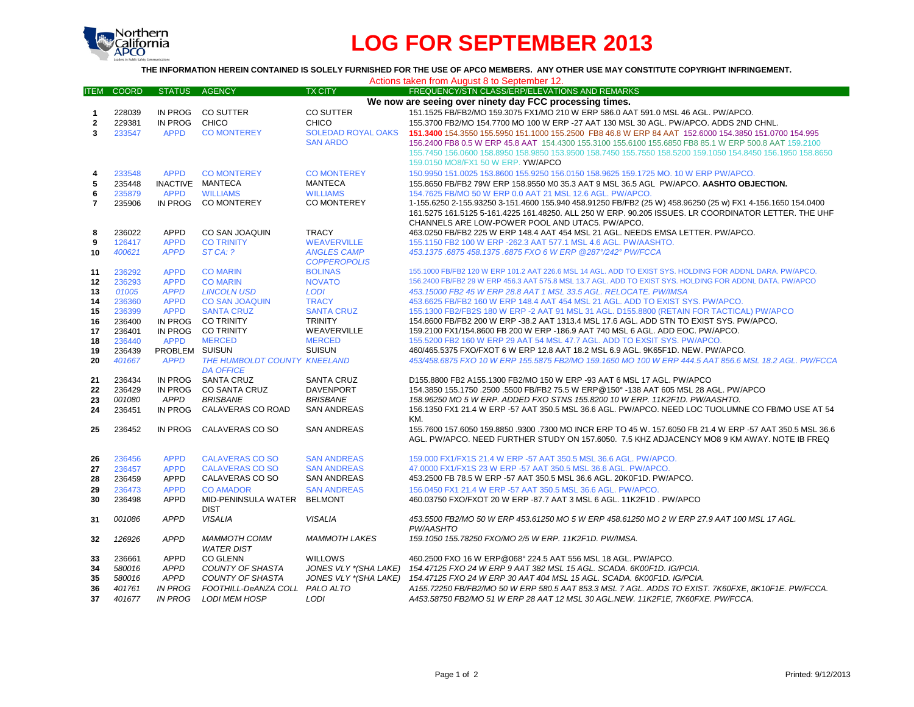# LOG FOR SEPTEMBER 2013

**THE INFORMATION HEREIN CONTAINED IS SOLELY FURNISHED FOR THE USE OF APCO MEMBERS. ANY OTHER USE MAY CONSTITUTE COPYRIGHT INFRINGEMENT.**

Actions taken from August 8 to September 12.

| ITEM | COORD | STATUS | AGENCY | TX CITY | FREQUENCY/STN CLASS/ERP/ELEVATIONS AND REMARKS |
|---|---|---|---|---|---|
| | | | | | **We now are seeing over ninety day FCC processing times.** |
| 1 | 228039 | IN PROG | CO SUTTER | CO SUTTER | 151.1525 FB/FB2/MO 159.3075 FX1/MO 210 W ERP 586.0 AAT 591.0 MSL 46 AGL. PW/APCO. |
| 2 | 229381 | IN PROG | CHICO | CHICO | 155.3700 FB2/MO 154.7700 MO 100 W ERP -27 AAT 130 MSL 30 AGL. PW/APCO. ADDS 2ND CHNL. |
| 3 | 233547 | APPD | CO MONTEREY | SOLEDAD ROYAL OAKS SAN ARDO | **151.3400** 154.3550 155.5950 151.1000 155.2500 FB8 46.8 W ERP 84 AAT 152.6000 154.3850 151.0700 154.995 156.2400 FB8 0.5 W ERP 45.8 AAT 154.4300 155.3100 155.6100 155.6850 FB8 85.1 W ERP 500.8 AAT 159.2100 155.7450 156.0600 158.8950 159.9850 153.9500 158.7450 155.7550 158.5200 159.1050 154.8450 156.1950 158.8650 159.0150 MO8/FX1 50 W ERP. YW/APCO |
| 4 | 233548 | APPD | CO MONTEREY | CO MONTEREY | 150.9950 151.0025 153.8600 155.9250 156.0150 158.9625 159.1725 MO. 10 W ERP PW/APCO. |
| 5 | 235448 | INACTIVE | MANTECA | MANTECA | 155.8650 FB/FB2 79W ERP 158.9550 M0 35.3 AAT 9 MSL 36.5 AGL PW/APCO. **AASHTO OBJECTION.** |
| 6 | 235879 | APPD | WILLIAMS | WILLIAMS | 154.7625 FB/MO 50 W ERP 0.0 AAT 21 MSL 12.6 AGL. PW/APCO. |
| 7 | 235906 | IN PROG | CO MONTEREY | CO MONTEREY | 1-155.6250 2-155.93250 3-151.4600 155.940 458.91250 FB/FB2 (25 W) 458.96250 (25 w) FX1 4-156.1650 154.0400 161.5275 161.5125 5-161.4225 161.48250. ALL 250 W ERP. 90.205 ISSUES. LR COORDINATOR LETTER. THE UHF CHANNELS ARE LOW-POWER POOL AND UTAC5. PW/APCO. |
| 8 | 236022 | APPD | CO SAN JOAQUIN | TRACY | 463.0250 FB/FB2 225 W ERP 148.4 AAT 454 MSL 21 AGL. NEEDS EMSA LETTER. PW/APCO. |
| 9 | 126417 | APPD | CO TRINITY | WEAVERVILLE | 155.1150 FB2 100 W ERP -262.3 AAT 577.1 MSL 4.6 AGL. PW/AASHTO. |
| 10 | *400621* | *APPD* | *ST CA: ?* | *ANGLES CAMP COPPEROPOLIS* | *453.1375 .6875 458.1375 .6875 FXO 6 W ERP @287°/242° PW/FCCA* |
| 11 | 236292 | APPD | CO MARIN | BOLINAS | 155.1000 FB/FB2 120 W ERP 101.2 AAT 226.6 MSL 14 AGL. ADD TO EXIST SYS. HOLDING FOR ADDNL DARA. PW/APCO. |
| 12 | 236293 | APPD | CO MARIN | NOVATO | 156.2400 FB/FB2 29 W ERP 456.3 AAT 575.8 MSL 13.7 AGL. ADD TO EXIST SYS. HOLDING FOR ADDNL DATA. PW/APCO |
| 13 | *01005* | *APPD* | *LINCOLN USD* | *LODI* | *453.15000 FB2 45 W ERP 28.8 AAT 1 MSL 33.5 AGL. RELOCATE. PW/IMSA* |
| 14 | 236360 | APPD | CO SAN JOAQUIN | TRACY | 453.6625 FB/FB2 160 W ERP 148.4 AAT 454 MSL 21 AGL. ADD TO EXIST SYS. PW/APCO. |
| 15 | 236399 | APPD | SANTA CRUZ | SANTA CRUZ | 155.1300 FB2/FB2S 180 W ERP -2 AAT 91 MSL 31 AGL. D155.8800 (RETAIN FOR TACTICAL) PW/APCO |
| 16 | 236400 | IN PROG | CO TRINITY | TRINITY | 154.8600 FB/FB2 200 W ERP -38.2 AAT 1313.4 MSL 17.6 AGL. ADD STN TO EXIST SYS. PW/APCO. |
| 17 | 236401 | IN PROG | CO TRINITY | WEAVERVILLE | 159.2100 FX1/154.8600 FB 200 W ERP -186.9 AAT 740 MSL 6 AGL. ADD EOC. PW/APCO. |
| 18 | 236440 | APPD | MERCED | MERCED | 155.5200 FB2 160 W ERP 29 AAT 54 MSL 47.7 AGL. ADD TO EXSIT SYS. PW/APCO. |
| 19 | 236439 | PROBLEM | SUISUN | SUISUN | 460/465.5375 FXO/FXOT 6 W ERP 12.8 AAT 18.2 MSL 6.9 AGL. 9K65F1D. NEW. PW/APCO. |
| 20 | *401667* | *APPD* | *THE HUMBOLDT COUNTY DA OFFICE* | *KNEELAND* | *453/458.6875 FXO 10 W ERP 155.5875 FB2/MO 159.1650 MO 100 W ERP 444.5 AAT 856.6 MSL 18.2 AGL. PW/FCCA* |
| 21 | 236434 | IN PROG | SANTA CRUZ | SANTA CRUZ | D155.8800 FB2 A155.1300 FB2/MO 150 W ERP -93 AAT 6 MSL 17 AGL. PW/APCO |
| 22 | 236429 | IN PROG | CO SANTA CRUZ | DAVENPORT | 154.3850 155.1750 .2500 .5500 FB/FB2 75.5 W ERP@150° -138 AAT 605 MSL 28 AGL. PW/APCO |
| 23 | *001080* | *APPD* | *BRISBANE* | *BRISBANE* | *158.96250 MO 5 W ERP. ADDED FXO STNS 155.8200 10 W ERP. 11K2F1D. PW/AASHTO.* |
| 24 | 236451 | IN PROG | CALAVERAS CO ROAD | SAN ANDREAS | 156.1350 FX1 21.4 W ERP -57 AAT 350.5 MSL 36.6 AGL. PW/APCO. NEED LOC TUOLUMNE CO FB/MO USE AT 54 KM. |
| 25 | 236452 | IN PROG | CALAVERAS CO SO | SAN ANDREAS | 155.7600 157.6050 159.8850 .9300 .7300 MO INCR ERP TO 45 W. 157.6050 FB 21.4 W ERP -57 AAT 350.5 MSL 36.6 AGL. PW/APCO. NEED FURTHER STUDY ON 157.6050. 7.5 KHZ ADJACENCY MO8 9 KM AWAY. NOTE IB FREQ |
| 26 | 236456 | APPD | CALAVERAS CO SO | SAN ANDREAS | 159.000 FX1/FX1S 21.4 W ERP -57 AAT 350.5 MSL 36.6 AGL. PW/APCO. |
| 27 | 236457 | APPD | CALAVERAS CO SO | SAN ANDREAS | 47.0000 FX1/FX1S 23 W ERP -57 AAT 350.5 MSL 36.6 AGL. PW/APCO. |
| 28 | 236459 | APPD | CALAVERAS CO SO | SAN ANDREAS | 453.2500 FB 78.5 W ERP -57 AAT 350.5 MSL 36.6 AGL. 20K0F1D. PW/APCO. |
| 29 | 236473 | APPD | CO AMADOR | SAN ANDREAS | 156.0450 FX1 21.4 W ERP -57 AAT 350.5 MSL 36.6 AGL. PW/APCO. |
| 30 | 236498 | APPD | MID-PENINSULA WATER DIST | BELMONT | 460.03750 FXO/FXOT 20 W ERP -87.7 AAT 3 MSL 6 AGL. 11K2F1D . PW/APCO |
| 31 | *001086* | *APPD* | *VISALIA* | *VISALIA* | *453.5500 FB2/MO 50 W ERP 453.61250 MO 5 W ERP 458.61250 MO 2 W ERP 27.9 AAT 100 MSL 17 AGL. PW/AASHTO* |
| 32 | *126926* | *APPD* | *MAMMOTH COMM WATER DIST* | *MAMMOTH LAKES* | *159.1050 155.78250 FXO/MO 2/5 W ERP. 11K2F1D. PW/IMSA.* |
| 33 | 236661 | APPD | CO GLENN | WILLOWS | 460.2500 FXO 16 W ERP@068° 224.5 AAT 556 MSL 18 AGL. PW/APCO. |
| 34 | *580016* | *APPD* | *COUNTY OF SHASTA* | *JONES VLY \*(SHA LAKE)* | *154.47125 FXO 24 W ERP 9 AAT 382 MSL 15 AGL. SCADA. 6K00F1D. IG/PCIA.* |
| 35 | *580016* | *APPD* | *COUNTY OF SHASTA* | *JONES VLY \*(SHA LAKE)* | *154.47125 FXO 24 W ERP 30 AAT 404 MSL 15 AGL. SCADA. 6K00F1D. IG/PCIA.* |
| 36 | *401761* | *IN PROG* | *FOOTHILL-DeANZA COLL* | *PALO ALTO* | *A155.72250 FB/FB2/MO 50 W ERP 580.5 AAT 853.3 MSL 7 AGL. ADDS TO EXIST. 7K60FXE, 8K10F1E. PW/FCCA.* |
| 37 | *401677* | *IN PROG* | *LODI MEM HOSP* | *LODI* | *A453.58750 FB2/MO 51 W ERP 28 AAT 12 MSL 30 AGL.NEW. 11K2F1E, 7K60FXE. PW/FCCA.* |

Printed: 9/12/2013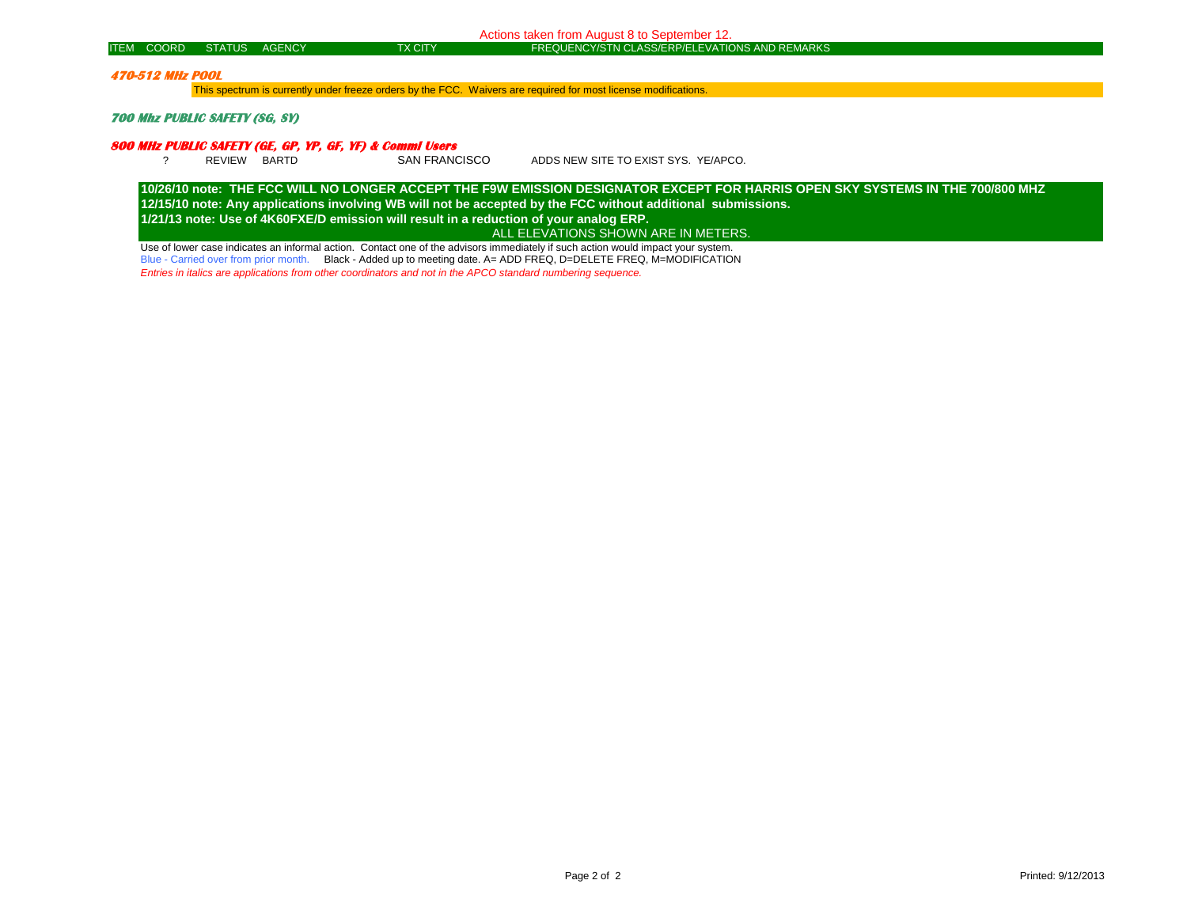Actions taken from August 8 to September 12.

| ITEM | COORD | STATUS | AGENCY | TX CITY | FREQUENCY/STN CLASS/ERP/ELEVATIONS AND REMARKS |
|---|---|---|---|---|---|

***470-512 MHz POOL***

This spectrum is currently under freeze orders by the FCC. Waivers are required for most license modifications.

***700 Mhz PUBLIC SAFETY (SG, SY)***

***800 MHz PUBLIC SAFETY (GE, GP, YP, GF, YF) & Comml Users***

| ITEM | COORD | STATUS | AGENCY | TX CITY | FREQUENCY/STN CLASS/ERP/ELEVATIONS AND REMARKS |
|---|---|---|---|---|---|
| | ? | REVIEW | BARTD | SAN FRANCISCO | ADDS NEW SITE TO EXIST SYS. YE/APCO. |

**10/26/10 note: THE FCC WILL NO LONGER ACCEPT THE F9W EMISSION DESIGNATOR EXCEPT FOR HARRIS OPEN SKY SYSTEMS IN THE 700/800 MHZ**

**12/15/10 note: Any applications involving WB will not be accepted by the FCC without additional submissions.**

**1/21/13 note: Use of 4K60FXE/D emission will result in a reduction of your analog ERP.**

ALL ELEVATIONS SHOWN ARE IN METERS.

Use of lower case indicates an informal action. Contact one of the advisors immediately if such action would impact your system.

Blue - Carried over from prior month. Black - Added up to meeting date. A= ADD FREQ, D=DELETE FREQ, M=MODIFICATION

*Entries in italics are applications from other coordinators and not in the APCO standard numbering sequence.*

Printed: 9/12/2013